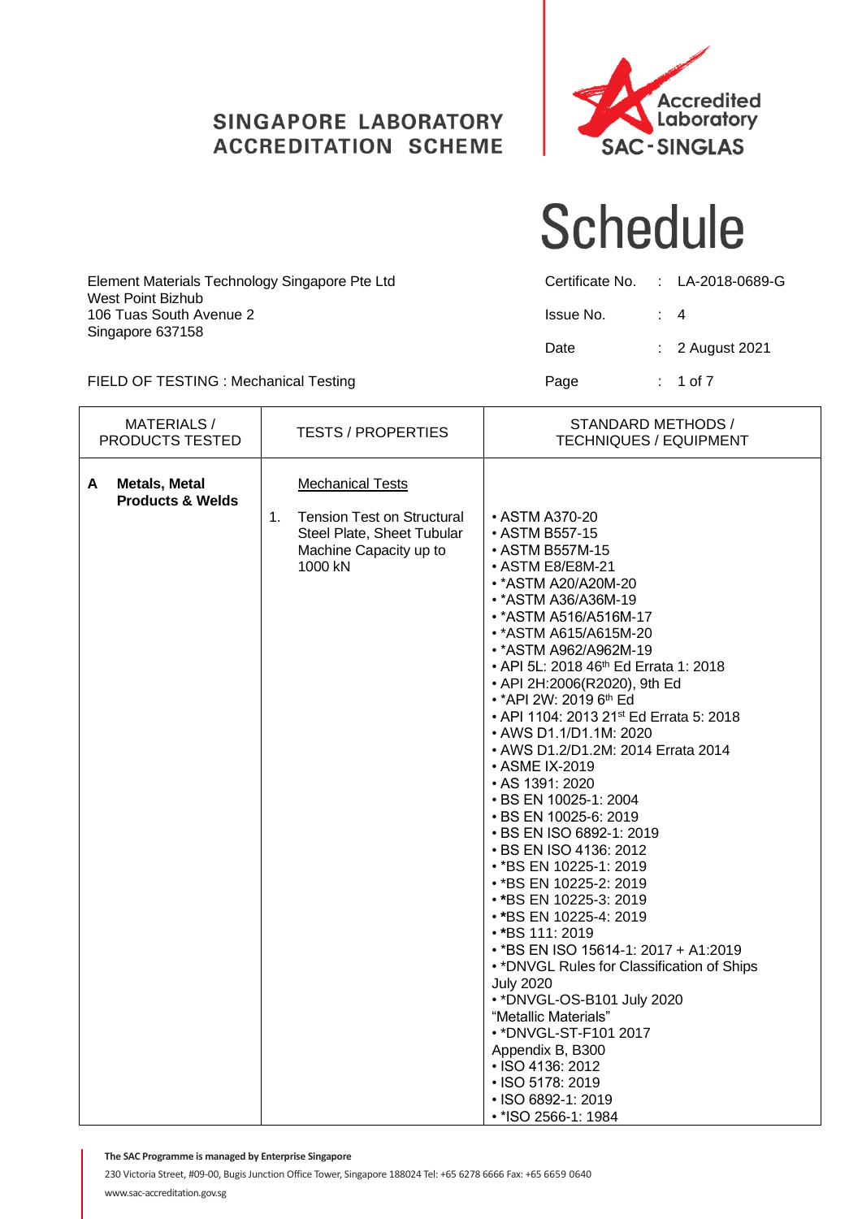SINGAPORE LABORATORY ACCREDITATION SCHEME

Accredited Laboratory SAC-SINGLAS

# Schedule

Element Materials Technology Singapore Pte Ltd
West Point Bizhub
106 Tuas South Avenue 2
Singapore 637158

| | | |
|---|---|---|
| Certificate No. | : | LA-2018-0689-G |
| Issue No. | : | 4 |
| Date | : | 2 August 2021 |
| Page | : | 1 of 7 |

FIELD OF TESTING : Mechanical Testing

| MATERIALS / PRODUCTS TESTED | TESTS / PROPERTIES | STANDARD METHODS / TECHNIQUES / EQUIPMENT |
|---|---|---|
| **A Metals, Metal Products & Welds** | Mechanical Tests | |
| | 1. Tension Test on Structural Steel Plate, Sheet Tubular Machine Capacity up to 1000 kN | • ASTM A370-20<br>• ASTM B557-15<br>• ASTM B557M-15<br>• ASTM E8/E8M-21<br>• *ASTM A20/A20M-20<br>• *ASTM A36/A36M-19<br>• *ASTM A516/A516M-17<br>• *ASTM A615/A615M-20<br>• *ASTM A962/A962M-19<br>• API 5L: 2018 46th Ed Errata 1: 2018<br>• API 2H:2006(R2020), 9th Ed<br>• *API 2W: 2019 6th Ed<br>• API 1104: 2013 21st Ed Errata 5: 2018<br>• AWS D1.1/D1.1M: 2020<br>• AWS D1.2/D1.2M: 2014 Errata 2014<br>• ASME IX-2019<br>• AS 1391: 2020<br>• BS EN 10025-1: 2004<br>• BS EN 10025-6: 2019<br>• BS EN ISO 6892-1: 2019<br>• BS EN ISO 4136: 2012<br>• *BS EN 10225-1: 2019<br>• *BS EN 10225-2: 2019<br>• *BS EN 10225-3: 2019<br>• *BS EN 10225-4: 2019<br>• *BS 111: 2019<br>• *BS EN ISO 15614-1: 2017 + A1:2019<br>• *DNVGL Rules for Classification of Ships July 2020<br>• *DNVGL-OS-B101 July 2020 "Metallic Materials"<br>• *DNVGL-ST-F101 2017 Appendix B, B300<br>• ISO 4136: 2012<br>• ISO 5178: 2019<br>• ISO 6892-1: 2019<br>• *ISO 2566-1: 1984 |

**The SAC Programme is managed by Enterprise Singapore**
230 Victoria Street, #09-00, Bugis Junction Office Tower, Singapore 188024 Tel: +65 6278 6666 Fax: +65 6659 0640
www.sac-accreditation.gov.sg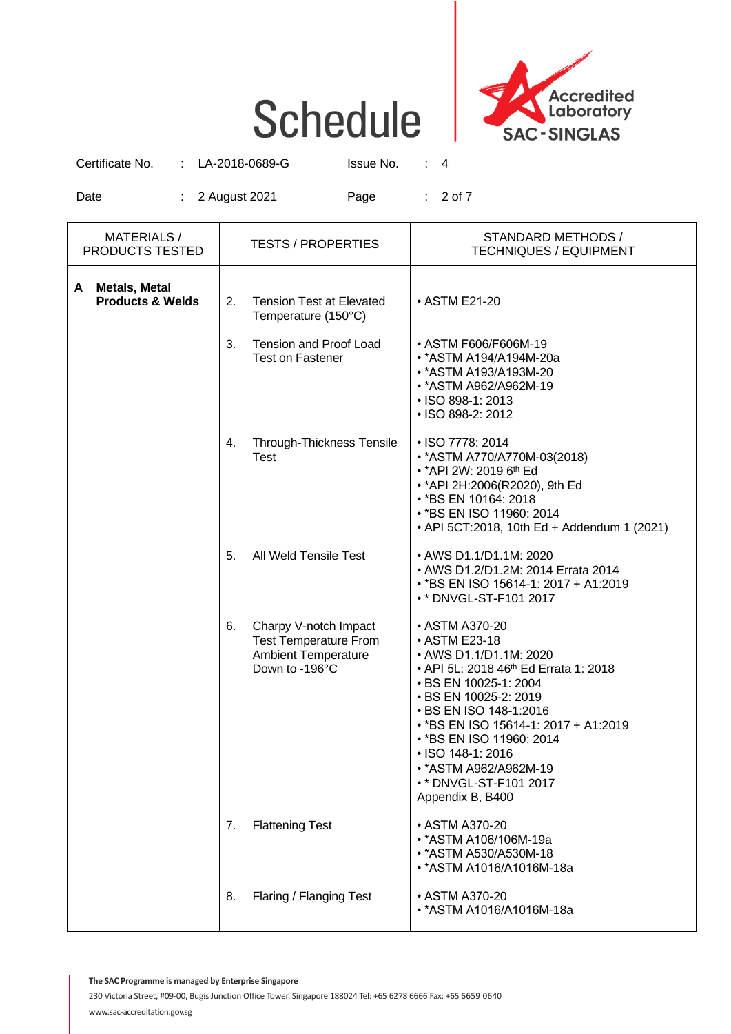# Schedule

Accredited Laboratory SAC-SINGLAS

| | | | |
|---|---|---|---|
| Certificate No. | : LA-2018-0689-G | Issue No. | : 4 |
| Date | : 2 August 2021 | Page | : 2 of 7 |

| MATERIALS / PRODUCTS TESTED | TESTS / PROPERTIES | STANDARD METHODS / TECHNIQUES / EQUIPMENT |
|---|---|---|
| **A Metals, Metal Products & Welds** | 2. Tension Test at Elevated Temperature (150°C) | • ASTM E21-20 |
| | 3. Tension and Proof Load Test on Fastener | • ASTM F606/F606M-19<br>• *ASTM A194/A194M-20a<br>• *ASTM A193/A193M-20<br>• *ASTM A962/A962M-19<br>• ISO 898-1: 2013<br>• ISO 898-2: 2012 |
| | 4. Through-Thickness Tensile Test | • ISO 7778: 2014<br>• *ASTM A770/A770M-03(2018)<br>• *API 2W: 2019 6th Ed<br>• *API 2H:2006(R2020), 9th Ed<br>• *BS EN 10164: 2018<br>• *BS EN ISO 11960: 2014<br>• API 5CT:2018, 10th Ed + Addendum 1 (2021) |
| | 5. All Weld Tensile Test | • AWS D1.1/D1.1M: 2020<br>• AWS D1.2/D1.2M: 2014 Errata 2014<br>• *BS EN ISO 15614-1: 2017 + A1:2019<br>• * DNVGL-ST-F101 2017 |
| | 6. Charpy V-notch Impact Test Temperature From Ambient Temperature Down to -196°C | • ASTM A370-20<br>• ASTM E23-18<br>• AWS D1.1/D1.1M: 2020<br>• API 5L: 2018 46th Ed Errata 1: 2018<br>• BS EN 10025-1: 2004<br>• BS EN 10025-2: 2019<br>• BS EN ISO 148-1:2016<br>• *BS EN ISO 15614-1: 2017 + A1:2019<br>• *BS EN ISO 11960: 2014<br>• ISO 148-1: 2016<br>• *ASTM A962/A962M-19<br>• * DNVGL-ST-F101 2017 Appendix B, B400 |
| | 7. Flattening Test | • ASTM A370-20<br>• *ASTM A106/106M-19a<br>• *ASTM A530/A530M-18<br>• *ASTM A1016/A1016M-18a |
| | 8. Flaring / Flanging Test | • ASTM A370-20<br>• *ASTM A1016/A1016M-18a |

**The SAC Programme is managed by Enterprise Singapore**
230 Victoria Street, #09-00, Bugis Junction Office Tower, Singapore 188024 Tel: +65 6278 6666 Fax: +65 6659 0640
www.sac-accreditation.gov.sg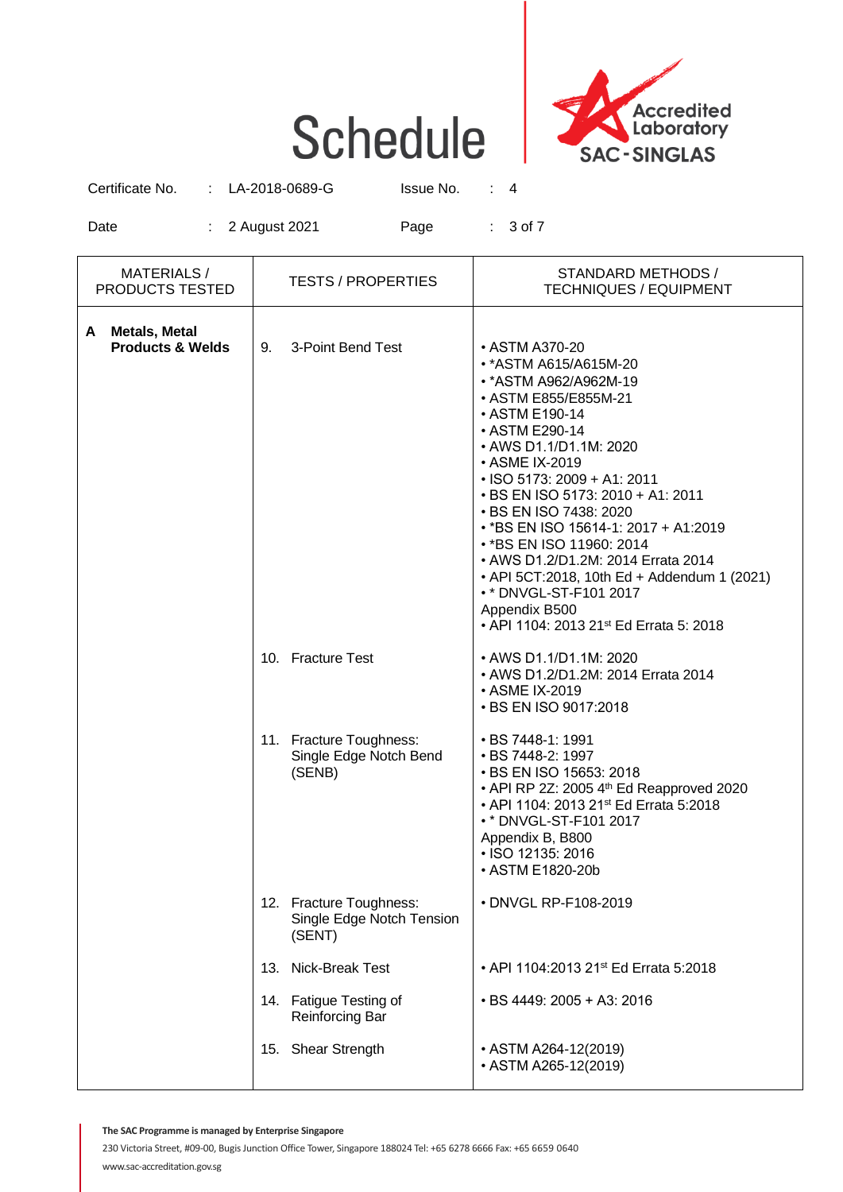# Schedule

Accredited Laboratory SAC-SINGLAS

Certificate No. : LA-2018-0689-G    Issue No. : 4

Date : 2 August 2021

| MATERIALS / PRODUCTS TESTED | TESTS / PROPERTIES | STANDARD METHODS / TECHNIQUES / EQUIPMENT |
|---|---|---|
| **A Metals, Metal Products & Welds** | 9. 3-Point Bend Test | • ASTM A370-20<br>• *ASTM A615/A615M-20<br>• *ASTM A962/A962M-19<br>• ASTM E855/E855M-21<br>• ASTM E190-14<br>• ASTM E290-14<br>• AWS D1.1/D1.1M: 2020<br>• ASME IX-2019<br>• ISO 5173: 2009 + A1: 2011<br>• BS EN ISO 5173: 2010 + A1: 2011<br>• BS EN ISO 7438: 2020<br>• *BS EN ISO 15614-1: 2017 + A1:2019<br>• *BS EN ISO 11960: 2014<br>• AWS D1.2/D1.2M: 2014 Errata 2014<br>• API 5CT:2018, 10th Ed + Addendum 1 (2021)<br>• * DNVGL-ST-F101 2017 Appendix B500<br>• API 1104: 2013 21st Ed Errata 5: 2018 |
| | 10. Fracture Test | • AWS D1.1/D1.1M: 2020<br>• AWS D1.2/D1.2M: 2014 Errata 2014<br>• ASME IX-2019<br>• BS EN ISO 9017:2018 |
| | 11. Fracture Toughness: Single Edge Notch Bend (SENB) | • BS 7448-1: 1991<br>• BS 7448-2: 1997<br>• BS EN ISO 15653: 2018<br>• API RP 2Z: 2005 4th Ed Reapproved 2020<br>• API 1104: 2013 21st Ed Errata 5:2018<br>• * DNVGL-ST-F101 2017 Appendix B, B800<br>• ISO 12135: 2016<br>• ASTM E1820-20b |
| | 12. Fracture Toughness: Single Edge Notch Tension (SENT) | • DNVGL RP-F108-2019 |
| | 13. Nick-Break Test | • API 1104:2013 21st Ed Errata 5:2018 |
| | 14. Fatigue Testing of Reinforcing Bar | • BS 4449: 2005 + A3: 2016 |
| | 15. Shear Strength | • ASTM A264-12(2019)<br>• ASTM A265-12(2019) |

**The SAC Programme is managed by Enterprise Singapore**
230 Victoria Street, #09-00, Bugis Junction Office Tower, Singapore 188024 Tel: +65 6278 6666 Fax: +65 6659 0640
www.sac-accreditation.gov.sg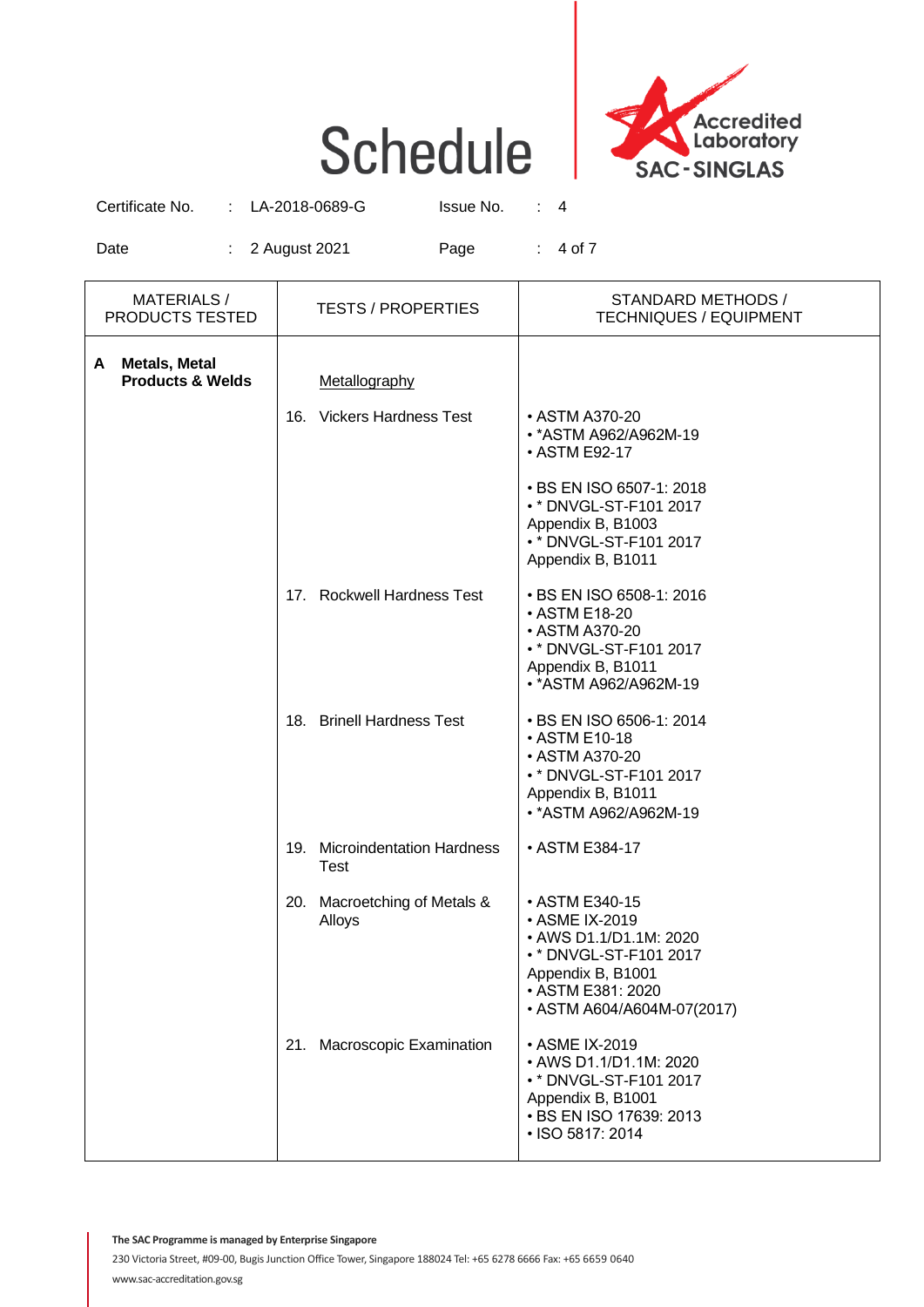# Schedule

Certificate No. : LA-2018-0689-G  Issue No. : 4

Date : 2 August 2021

| MATERIALS / PRODUCTS TESTED | TESTS / PROPERTIES | STANDARD METHODS / TECHNIQUES / EQUIPMENT |
|---|---|---|
| **A Metals, Metal Products & Welds** | Metallography | |
| | 16. Vickers Hardness Test | • ASTM A370-20<br>• *ASTM A962/A962M-19<br>• ASTM E92-17<br><br>• BS EN ISO 6507-1: 2018<br>• * DNVGL-ST-F101 2017 Appendix B, B1003<br>• * DNVGL-ST-F101 2017 Appendix B, B1011 |
| | 17. Rockwell Hardness Test | • BS EN ISO 6508-1: 2016<br>• ASTM E18-20<br>• ASTM A370-20<br>• * DNVGL-ST-F101 2017 Appendix B, B1011<br>• *ASTM A962/A962M-19 |
| | 18. Brinell Hardness Test | • BS EN ISO 6506-1: 2014<br>• ASTM E10-18<br>• ASTM A370-20<br>• * DNVGL-ST-F101 2017 Appendix B, B1011<br>• *ASTM A962/A962M-19 |
| | 19. Microindentation Hardness Test | • ASTM E384-17 |
| | 20. Macroetching of Metals & Alloys | • ASTM E340-15<br>• ASME IX-2019<br>• AWS D1.1/D1.1M: 2020<br>• * DNVGL-ST-F101 2017 Appendix B, B1001<br>• ASTM E381: 2020<br>• ASTM A604/A604M-07(2017) |
| | 21. Macroscopic Examination | • ASME IX-2019<br>• AWS D1.1/D1.1M: 2020<br>• * DNVGL-ST-F101 2017 Appendix B, B1001<br>• BS EN ISO 17639: 2013<br>• ISO 5817: 2014 |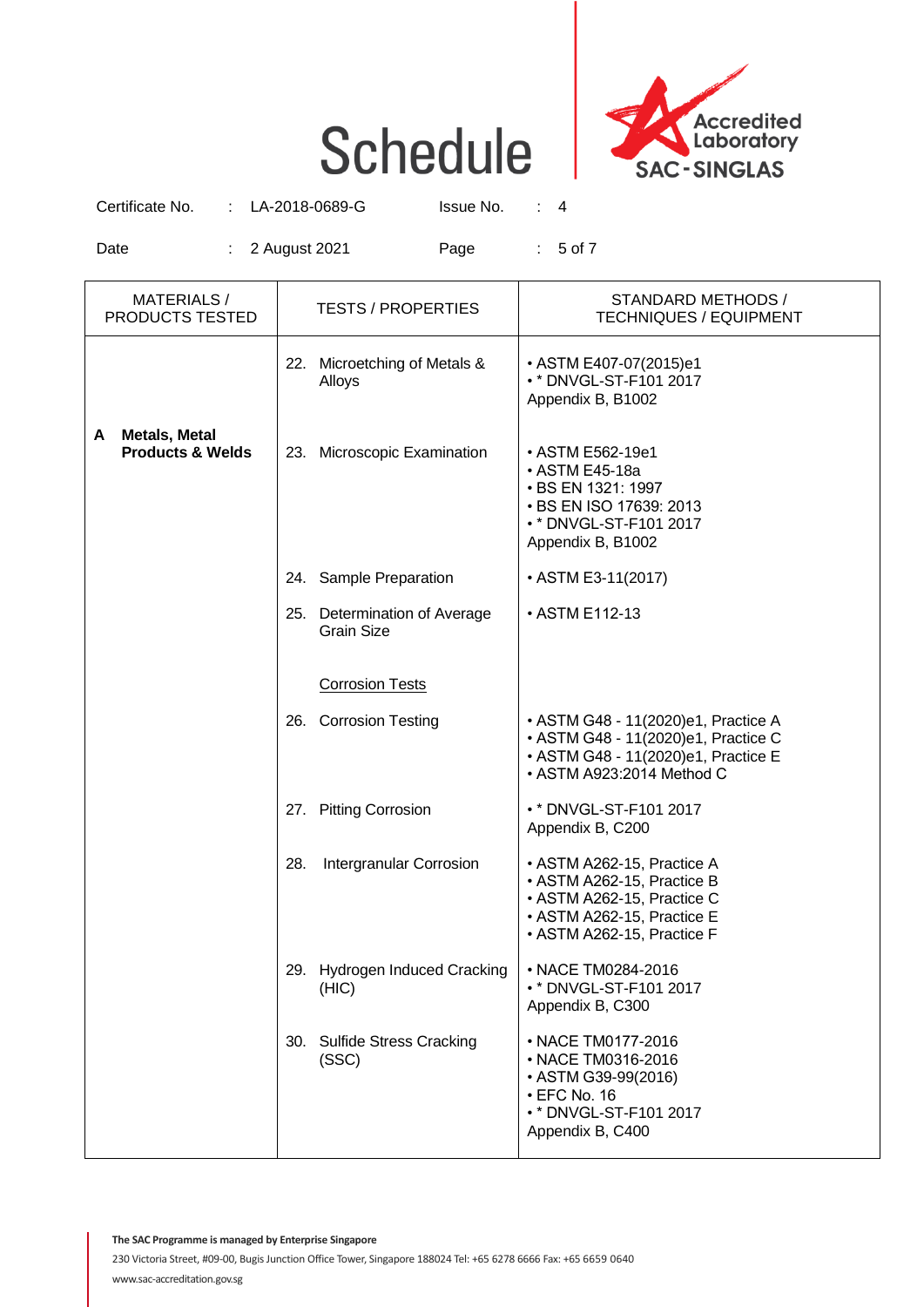# Schedule

Certificate No. : LA-2018-0689-G   Issue No. : 4

Date : 2 August 2021

| MATERIALS / PRODUCTS TESTED | TESTS / PROPERTIES | STANDARD METHODS / TECHNIQUES / EQUIPMENT |
|---|---|---|
| | 22. Microetching of Metals & Alloys | • ASTM E407-07(2015)e1<br>• * DNVGL-ST-F101 2017 Appendix B, B1002 |
| **A Metals, Metal Products & Welds** | 23. Microscopic Examination | • ASTM E562-19e1<br>• ASTM E45-18a<br>• BS EN 1321: 1997<br>• BS EN ISO 17639: 2013<br>• * DNVGL-ST-F101 2017 Appendix B, B1002 |
| | 24. Sample Preparation | • ASTM E3-11(2017) |
| | 25. Determination of Average Grain Size | • ASTM E112-13 |
| | <u>Corrosion Tests</u> | |
| | 26. Corrosion Testing | • ASTM G48 - 11(2020)e1, Practice A<br>• ASTM G48 - 11(2020)e1, Practice C<br>• ASTM G48 - 11(2020)e1, Practice E<br>• ASTM A923:2014 Method C |
| | 27. Pitting Corrosion | • * DNVGL-ST-F101 2017 Appendix B, C200 |
| | 28. Intergranular Corrosion | • ASTM A262-15, Practice A<br>• ASTM A262-15, Practice B<br>• ASTM A262-15, Practice C<br>• ASTM A262-15, Practice E<br>• ASTM A262-15, Practice F |
| | 29. Hydrogen Induced Cracking (HIC) | • NACE TM0284-2016<br>• * DNVGL-ST-F101 2017 Appendix B, C300 |
| | 30. Sulfide Stress Cracking (SSC) | • NACE TM0177-2016<br>• NACE TM0316-2016<br>• ASTM G39-99(2016)<br>• EFC No. 16<br>• * DNVGL-ST-F101 2017 Appendix B, C400 |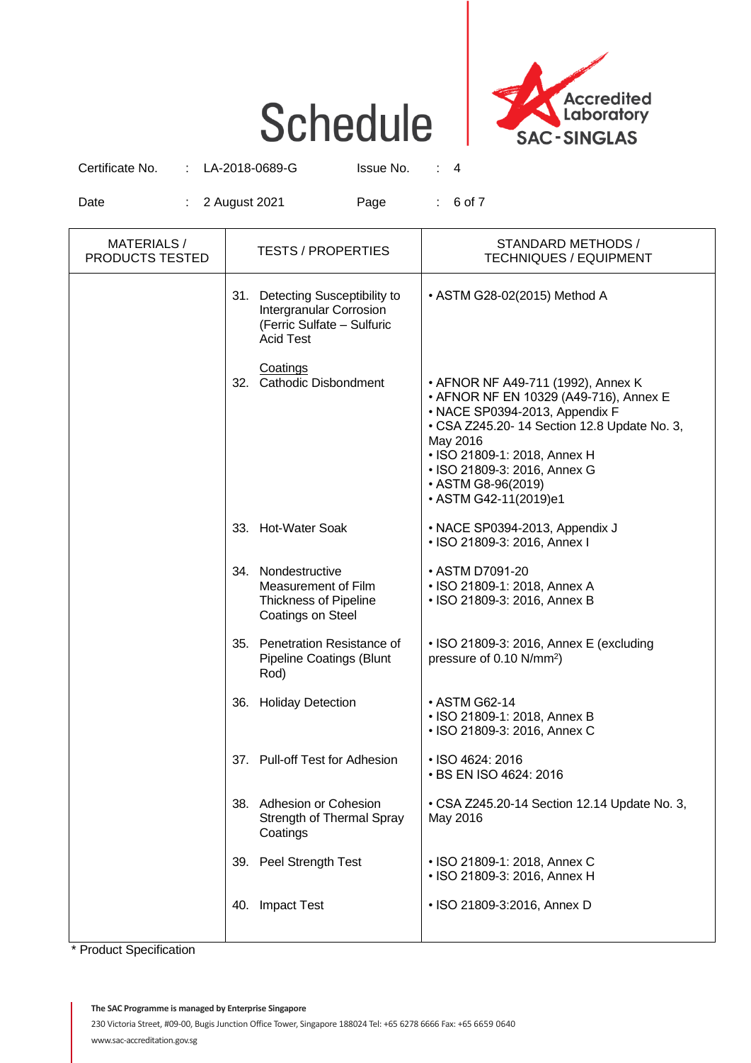# Schedule

Certificate No. : LA-2018-0689-G Issue No. : 4

Date : 2 August 2021

| MATERIALS / PRODUCTS TESTED | TESTS / PROPERTIES | STANDARD METHODS / TECHNIQUES / EQUIPMENT |
|---|---|---|
| | 31. Detecting Susceptibility to Intergranular Corrosion (Ferric Sulfate – Sulfuric Acid Test | • ASTM G28-02(2015) Method A |
| | Coatings<br>32. Cathodic Disbondment | • AFNOR NF A49-711 (1992), Annex K<br>• AFNOR NF EN 10329 (A49-716), Annex E<br>• NACE SP0394-2013, Appendix F<br>• CSA Z245.20- 14 Section 12.8 Update No. 3, May 2016<br>• ISO 21809-1: 2018, Annex H<br>• ISO 21809-3: 2016, Annex G<br>• ASTM G8-96(2019)<br>• ASTM G42-11(2019)e1 |
| | 33. Hot-Water Soak | • NACE SP0394-2013, Appendix J<br>• ISO 21809-3: 2016, Annex I |
| | 34. Nondestructive Measurement of Film Thickness of Pipeline Coatings on Steel | • ASTM D7091-20<br>• ISO 21809-1: 2018, Annex A<br>• ISO 21809-3: 2016, Annex B |
| | 35. Penetration Resistance of Pipeline Coatings (Blunt Rod) | • ISO 21809-3: 2016, Annex E (excluding pressure of 0.10 N/mm$^2$) |
| | 36. Holiday Detection | • ASTM G62-14<br>• ISO 21809-1: 2018, Annex B<br>• ISO 21809-3: 2016, Annex C |
| | 37. Pull-off Test for Adhesion | • ISO 4624: 2016<br>• BS EN ISO 4624: 2016 |
| | 38. Adhesion or Cohesion Strength of Thermal Spray Coatings | • CSA Z245.20-14 Section 12.14 Update No. 3, May 2016 |
| | 39. Peel Strength Test | • ISO 21809-1: 2018, Annex C<br>• ISO 21809-3: 2016, Annex H |
| | 40. Impact Test | • ISO 21809-3:2016, Annex D |

* Product Specification

**The SAC Programme is managed by Enterprise Singapore**

230 Victoria Street, #09-00, Bugis Junction Office Tower, Singapore 188024 Tel: +65 6278 6666 Fax: +65 6659 0640

www.sac-accreditation.gov.sg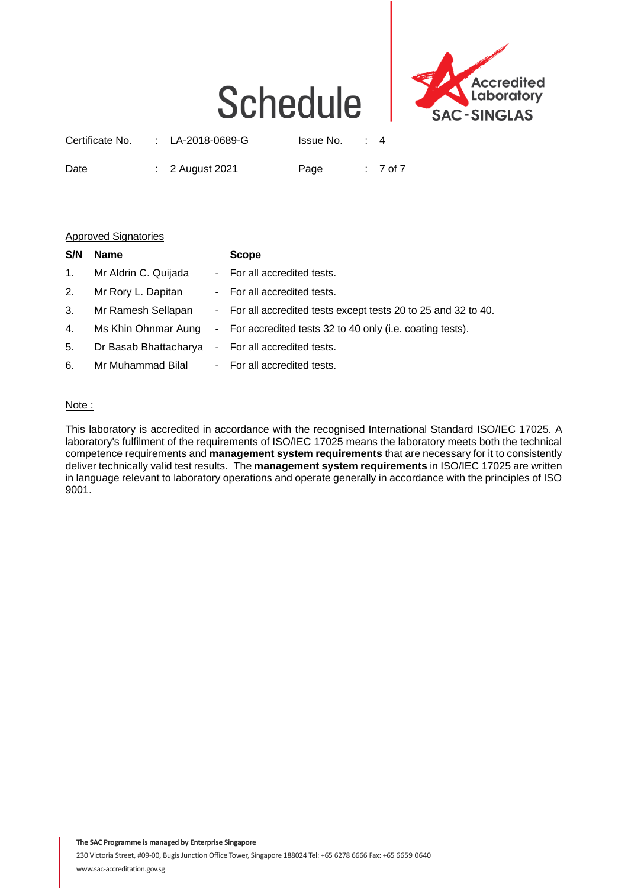# Schedule

Accredited Laboratory
SAC-SINGLAS

| | | | | | |
|---|---|---|---|---|---|
| Certificate No. | : | LA-2018-0689-G | Issue No. | : | 4 |
| Date | : | 2 August 2021 | | | |

Approved Signatories

| S/N | Name | | Scope |
|---|---|---|---|
| 1. | Mr Aldrin C. Quijada | - | For all accredited tests. |
| 2. | Mr Rory L. Dapitan | - | For all accredited tests. |
| 3. | Mr Ramesh Sellapan | - | For all accredited tests except tests 20 to 25 and 32 to 40. |
| 4. | Ms Khin Ohnmar Aung | - | For accredited tests 32 to 40 only (i.e. coating tests). |
| 5. | Dr Basab Bhattacharya | - | For all accredited tests. |
| 6. | Mr Muhammad Bilal | - | For all accredited tests. |

Note :

This laboratory is accredited in accordance with the recognised International Standard ISO/IEC 17025. A laboratory's fulfilment of the requirements of ISO/IEC 17025 means the laboratory meets both the technical competence requirements and **management system requirements** that are necessary for it to consistently deliver technically valid test results. The **management system requirements** in ISO/IEC 17025 are written in language relevant to laboratory operations and operate generally in accordance with the principles of ISO 9001.

**The SAC Programme is managed by Enterprise Singapore**

230 Victoria Street, #09-00, Bugis Junction Office Tower, Singapore 188024 Tel: +65 6278 6666 Fax: +65 6659 0640

www.sac-accreditation.gov.sg